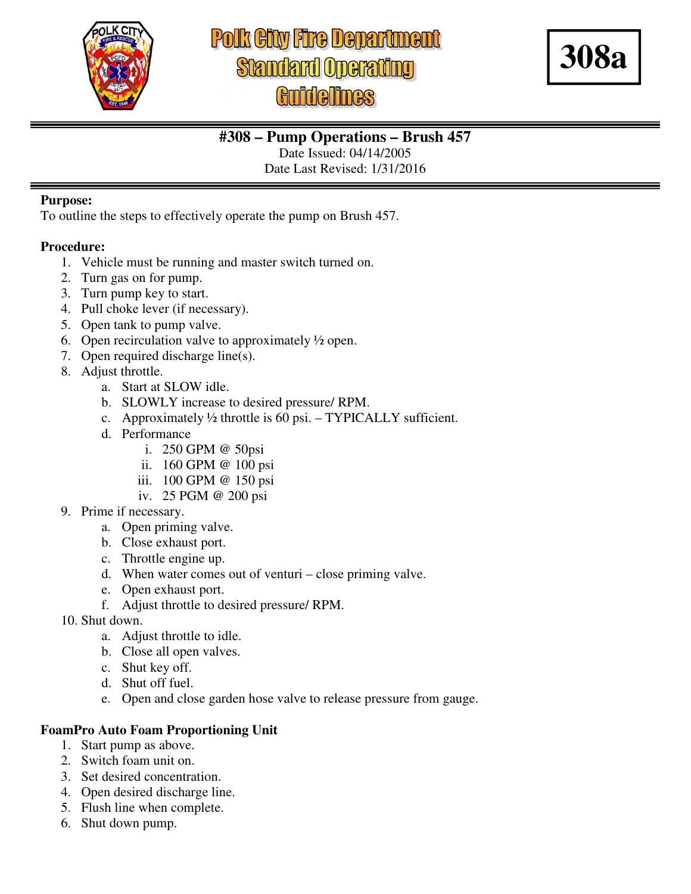# Polk City Fire Department Standard Operating Guidelines

**308a**

## #308 – Pump Operations – Brush 457

Date Issued: 04/14/2005
Date Last Revised: 1/31/2016

**Purpose:**
To outline the steps to effectively operate the pump on Brush 457.

**Procedure:**

1. Vehicle must be running and master switch turned on.
2. Turn gas on for pump.
3. Turn pump key to start.
4. Pull choke lever (if necessary).
5. Open tank to pump valve.
6. Open recirculation valve to approximately ½ open.
7. Open required discharge line(s).
8. Adjust throttle.
   a. Start at SLOW idle.
   b. SLOWLY increase to desired pressure/ RPM.
   c. Approximately ½ throttle is 60 psi. – TYPICALLY sufficient.
   d. Performance
      i. 250 GPM @ 50psi
      ii. 160 GPM @ 100 psi
      iii. 100 GPM @ 150 psi
      iv. 25 PGM @ 200 psi
9. Prime if necessary.
   a. Open priming valve.
   b. Close exhaust port.
   c. Throttle engine up.
   d. When water comes out of venturi – close priming valve.
   e. Open exhaust port.
   f. Adjust throttle to desired pressure/ RPM.
10. Shut down.
    a. Adjust throttle to idle.
    b. Close all open valves.
    c. Shut key off.
    d. Shut off fuel.
    e. Open and close garden hose valve to release pressure from gauge.

**FoamPro Auto Foam Proportioning Unit**

1. Start pump as above.
2. Switch foam unit on.
3. Set desired concentration.
4. Open desired discharge line.
5. Flush line when complete.
6. Shut down pump.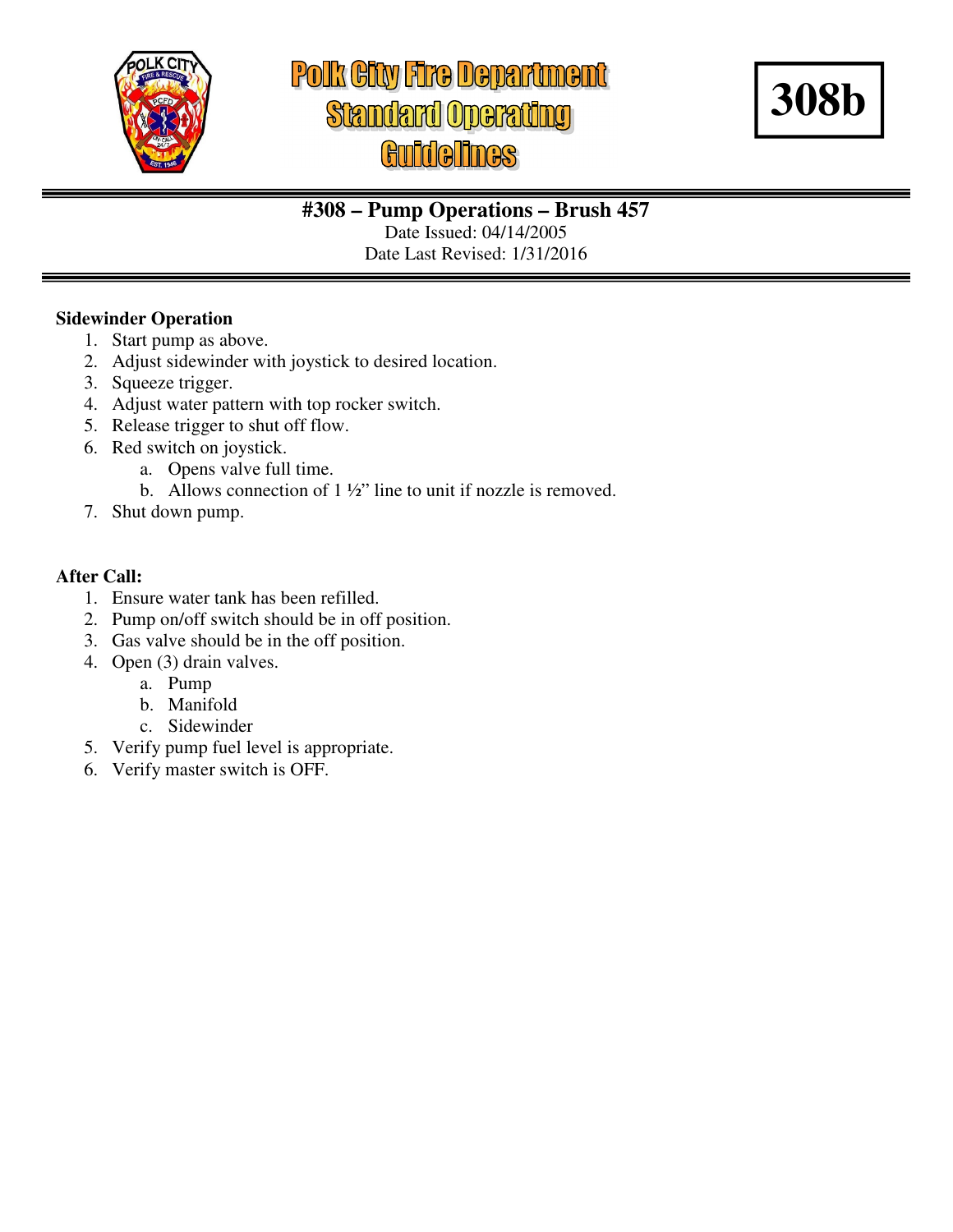# Polk City Fire Department Standard Operating Guidelines

**308b**

## #308 – Pump Operations – Brush 457

Date Issued: 04/14/2005

Date Last Revised: 1/31/2016

**Sidewinder Operation**

1. Start pump as above.
2. Adjust sidewinder with joystick to desired location.
3. Squeeze trigger.
4. Adjust water pattern with top rocker switch.
5. Release trigger to shut off flow.
6. Red switch on joystick.
   a. Opens valve full time.
   b. Allows connection of 1 ½" line to unit if nozzle is removed.
7. Shut down pump.

**After Call:**

1. Ensure water tank has been refilled.
2. Pump on/off switch should be in off position.
3. Gas valve should be in the off position.
4. Open (3) drain valves.
   a. Pump
   b. Manifold
   c. Sidewinder
5. Verify pump fuel level is appropriate.
6. Verify master switch is OFF.